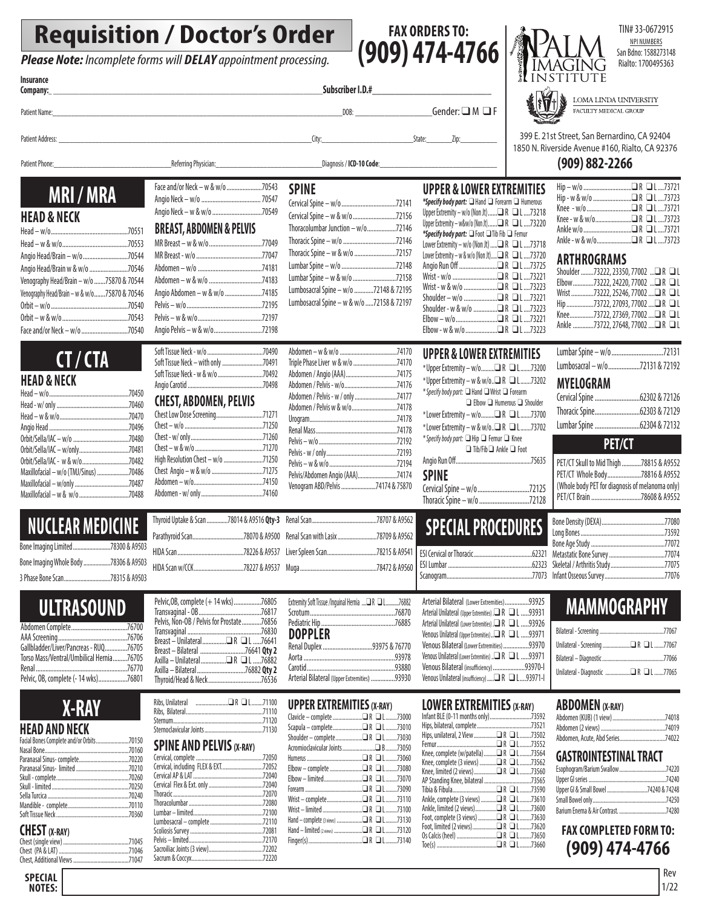# Requisition / Doctor's Order

***Please Note:** Incomplete forms will **DELAY** appointment processing.*

**FAX ORDERS TO: (909) 474-4766**

PALM IMAGING INSTITUTE

TIN# 33-0672915

NPI NUMBERS
San Bdno: 1588273148
Rialto: 1700495363

LOMA LINDA UNIVERSITY FACULTY MEDICAL GROUP

399 E. 21st Street, San Bernardino, CA 92404
1850 N. Riverside Avenue #160, Rialto, CA 92376
**(909) 882-2266**

**Insurance Company:** ______________________ **Subscriber I.D.#** ______________________

Patient Name: ______________________ DOB: ______________ Gender: ❑ M ❑ F

Patient Address: ______________________ City: ______________ State: ______ Zip: ______

Patient Phone: ______________ Referring Physician: ______________ Diagnosis / **ICD-10 Code**: ______________

# MRI / MRA

## HEAD & NECK

- Head – w/o ........ 70551
- Head – w & w/o ........ 70553
- Angio Head/Brain – w/o ........ 70544
- Angio Head/Brain w & w/o ........ 70546
- Venography Head/Brain – w/o ........ 75870 & 70544
- Venography Head/Brain – w & w/o ........ 75870 & 70546
- Orbit – w/o ........ 70540
- Orbit – w & w/o ........ 70543
- Face and/or Neck – w/o ........ 70540
- Face and/or Neck – w & w/o ........ 70543
- Angio Neck – w/o ........ 70547
- Angio Neck – w & w/o ........ 70549

## BREAST, ABDOMEN & PELVIS

- MR Breast – w & w/o ........ 77049
- MR Breast - w/o ........ 77047
- Abdomen – w/o ........ 74181
- Abdomen – w & w/o ........ 74183
- Angio Abdomen – w & w/o ........ 74185
- Pelvis – w/o ........ 72195
- Pelvis – w & w/o ........ 72197
- Angio Pelvis – w & w/o ........ 72198

## SPINE

- Cervical Spine – w/o ........ 72141
- Cervical Spine – w & w/o ........ 72156
- Thoracolumbar Junction – w/o ........ 72146
- Thoracic Spine – w/o ........ 72146
- Thoracic Spine – w & w/o ........ 72157
- Lumbar Spine – w/o ........ 72148
- Lumbar Spine – w & w/o ........ 72158
- Lumbosacral Spine – w/o ........ 72148 & 72195
- Lumbosacral Spine – w & w/o ........ 72158 & 72197

## UPPER & LOWER EXTREMITIES

****Specify body part:*** ❑ Hand ❑ Forearm ❑ Humerous*

- Upper Extremity – w/o (Non Jt) ........ ❑ R ❑ L ........ 73218
- Upper Extremity – w&w/o (Non Jt) ........ ❑ R ❑ L ........ 73220

****Specify body part:*** ❑ Foot ❑ Tib Fib ❑ Femur*

- Lower Extremity – w/o (Non Jt) ........ ❑ R ❑ L ........ 73718
- Lower Extremity – w & w/o (Non Jt) ........ ❑ R ❑ L ........ 73720
- Angio Run Off ........ ❑ R ❑ L ........ 73725
- Wrist - w/o ........ ❑ R ❑ L ........ 73221
- Wrist - w & w/o ........ ❑ R ❑ L ........ 73223
- Shoulder – w/o ........ ❑ R ❑ L ........ 73221
- Shoulder - w & w/o ........ ❑ R ❑ L ........ 73223
- Elbow – w/o ........ ❑ R ❑ L ........ 73221
- Elbow - w & w/o ........ ❑ R ❑ L ........ 73223
- Hip – w/o ........ ❑ R ❑ L ........ 73721
- Hip - w & w/o ........ ❑ R ❑ L ........ 73723
- Knee - w/o ........ ❑ R ❑ L ........ 73721
- Knee - w & w/o ........ ❑ R ❑ L ........ 73723
- Ankle w/o ........ ❑ R ❑ L ........ 73721
- Ankle - w & w/o ........ ❑ R ❑ L ........ 73723

## ARTHROGRAMS

- Shoulder ........ 73222, 23350, 77002 ........ ❑ R ❑ L
- Elbow ........ 73222, 24220, 77002 ........ ❑ R ❑ L
- Wrist ........ 73222, 25246, 77002 ........ ❑ R ❑ L
- Hip ........ 73722, 27093, 77002 ........ ❑ R ❑ L
- Knee ........ 73722, 27369, 77002 ........ ❑ R ❑ L
- Ankle ........ 73722, 27648, 77002 ........ ❑ R ❑ L

# CT / CTA

## HEAD & NECK

- Head – w/o ........ 70450
- Head - w/ only ........ 70460
- Head – w & w/o ........ 70470
- Angio Head ........ 70496
- Orbit/Sella/IAC – w/o ........ 70480
- Orbit/Sella/IAC – w/only ........ 70481
- Orbit/Sella/IAC - w & w/o ........ 70482
- Maxillofacial – w/o (TMJ/Sinus) ........ 70486
- Maxillofacial – w/only ........ 70487
- Maxillofacial – w & w/o ........ 70488
- Soft Tissue Neck - w/o ........ 70490
- Soft Tissue Neck – with only ........ 70491
- Soft Tissue Neck - w & w/o ........ 70492
- Angio Carotid ........ 70498

## CHEST, ABDOMEN, PELVIS

- Chest Low Dose Screening ........ 71271
- Chest – w/o ........ 71250
- Chest - w/ only ........ 71260
- Chest – w & w/o ........ 71270
- High Resolution Chest – w/o ........ 71250
- Chest Angio – w & w/o ........ 71275
- Abdomen – w/o ........ 74150
- Abdomen - w/ only ........ 74160
- Abdomen – w & w/o ........ 74170
- Triple Phase Liver w & w/o ........ 74170
- Abdomen / Angio (AAA) ........ 74175
- Abdomen / Pelvis - w/o ........ 74176
- Abdomen / Pelvis - w / only ........ 74177
- Abdomen / Pelvis w & w/o ........ 74178
- Urogram ........ 74178
- Renal Mass ........ 74178
- Pelvis – w/o ........ 72192
- Pelvis - w / only ........ 72193
- Pelvis – w & w/o ........ 72194
- Pelvis/Abdomen Angio (AAA) ........ 74174
- Venogram ABD/Pelvis ........ 74174 & 75870

## UPPER & LOWER EXTREMITIES

- *Upper Extremity – w/o ........ ❑ R ❑ L ........ 73200
- *Upper Extremity – w & w/o ........ ❑ R ❑ L ........ 73202

*\*Specify body part:* ❑ Hand ❑ Wrist ❑ Forearm ❑ Elbow ❑ Humerus ❑ Shoulder

- *Lower Extremity – w/o ........ ❑ R ❑ L ........ 73700
- *Lower Extremity – w & w/o ........ ❑ R ❑ L ........ 73702

*\*Specify body part:* ❑ Hip ❑ Femur ❑ Knee ❑ Tib/Fib ❑ Ankle ❑ Foot

- Angio Run Off ........ 75635

## SPINE

- Cervical Spine – w/o ........ 72125
- Thoracic Spine – w/o ........ 72128
- Lumbar Spine – w/o ........ 72131
- Lumbosacral – w/o ........ 72131 & 72192

## MYELOGRAM

- Cervical Spine ........ 62302 & 72126
- Thoracic Spine ........ 62303 & 72129
- Lumbar Spine ........ 62304 & 72132

## PET/CT

- PET/CT Skull to Mid Thigh ........ 78815 & A9552
- PET/CT Whole Body ........ 78816 & A9552
- (Whole body PET for diagnosis of melanoma only)
- PET/CT Brain ........ 78608 & A9552

# NUCLEAR MEDICINE

- Bone Imaging Limited ........ 78300 & A9503
- Bone Imaging Whole Body ........ 78306 & A9503
- 3 Phase Bone Scan ........ 78315 & A9503
- Thyroid Uptake & Scan ........ 78014 & A9516 **Qty-3**
- Parathyroid Scan ........ 78070 & A9500
- HIDA Scan ........ 78226 & A9537
- HIDA Scan w/CCK ........ 78227 & A9537
- Renal Scan ........ 78707 & A9562
- Renal Scan with Lasix ........ 78709 & A9562
- Liver Spleen Scan ........ 78215 & A9541
- Muga ........ 78472 & A9560

# SPECIAL PROCEDURES

- ESI Cervical or Thoracic ........ 62321
- ESI Lumbar ........ 62323
- Scanogram ........ 77073
- Bone Density (DEXA) ........ 77080
- Long Bones ........ 73592
- Bone Age Study ........ 77072
- Metastatic Bone Survey ........ 77074
- Skeletal / Arthritis Study ........ 77075
- Infant Osseous Survey ........ 77076

# ULTRASOUND

- Abdomen Complete ........ 76700
- AAA Screening ........ 76706
- Gallbladder/Liver/Pancreas - RUQ ........ 76705
- Torso Mass/Ventral/Umbilical Hernia ........ 76705
- Renal ........ 76770
- Pelvic, OB, complete (- 14 wks) ........ 76801
- Pelvic, OB, complete (+ 14 wks) ........ 76805
- Transvaginal - OB ........ 76817
- Pelvis, Non-OB / Pelvis for Prostate ........ 76856
- Transvaginal ........ 76830
- Breast – Unilateral ........ ❑ R ❑ L ........ 76641
- Breast – Bilateral ........ 76641 **Qty 2**
- Axilla – Unilateral ........ ❑ R ❑ L ........ 76882
- Axilla – Bilateral ........ 76882 **Qty 2**
- Thyroid/Head & Neck ........ 76536
- Extremity Soft Tissue /Inguinal Hernia ........ ❑ R ❑ L ........ 76882
- Scrotum ........ 76870
- Pediatric Hip ........ 76885

## DOPPLER

- Renal Duplex ........ 93975 & 76770
- Aorta ........ 93978
- Carotid ........ 93880
- Arterial Bilateral (Upper Extremities) ........ 93930
- Arterial Bilateral (Lower Extremities) ........ 93925
- Arterial Unilateral (Upper Extremities) ❑ R ❑ L ........ 93931
- Arterial Unilateral (Lower Extremities) ❑ R ❑ L ........ 93926
- Venous Unilateral (Upper Extremities) ❑ R ❑ L ........ 93971
- Venous Bilateral (Lower Extremities) ........ 93970
- Venous Unilateral (Lower Extremities) ❑ R ❑ L ........ 93971
- Venous Bilateral (insufficiency) ........ 93970-I
- Venous Unilateral (insufficiency) ❑ R ❑ L ........ 93971-I

# MAMMOGRAPHY

- Bilateral - Screening ........ 77067
- Unilateral - Screening ........ ❑ R ❑ L ........ 77067
- Bilateral – Diagnostic ........ 77066
- Unilateral - Diagnostic ........ ❑ R ❑ L ........ 77065

# X-RAY

## HEAD AND NECK

- Facial Bones Complete and/or Orbits ........ 70150
- Nasal Bone ........ 70160
- Paranasal Sinus- complete ........ 70220
- Paranasal Sinus- limited ........ 70210
- Skull - complete ........ 70260
- Skull - limited ........ 70250
- Sella Turcica ........ 70240
- Mandible - complete ........ 70110
- Soft Tissue Neck ........ 70360

## CHEST (X-RAY)

- Chest (single view) ........ 71045
- Chest (PA & LAT) ........ 71046
- Chest, Additional Views ........ 71047
- Ribs, Unilateral ........ ❑ R ❑ L ........ 71100
- Ribs, Bilateral ........ 71110
- Sternum ........ 71120
- Sternoclavicular Joints ........ 71130

## SPINE AND PELVIS (X-RAY)

- Cervical, complete ........ 72050
- Cervical, including FLEX & EXT ........ 72052
- Cervical AP & LAT ........ 72040
- Cervical Flex & Ext. only ........ 72040
- Thoracic ........ 72070
- Thoracolumbar ........ 72080
- Lumbar – limited ........ 72100
- Lumbosacral – complete ........ 72110
- Scoliosis Survey ........ 72081
- Pelvis – limited ........ 72170
- Sacroiliac Joints (3 view) ........ 72202
- Sacrum & Coccyx ........ 72220

## UPPER EXTREMITIES (X-RAY)

- Clavicle – complete ........ ❑ R ❑ L ........ 73000
- Scapula – complete ........ ❑ R ❑ L ........ 73010
- Shoulder – complete ........ ❑ R ❑ L ........ 73030
- Acromioclavicular Joints ........ ❑ B ........ 73050
- Humerus ........ ❑ R ❑ L ........ 73060
- Elbow – complete ........ ❑ R ❑ L ........ 73080
- Elbow – limited ........ ❑ R ❑ L ........ 73070
- Forearm ........ ❑ R ❑ L ........ 73090
- Wrist – complete ........ ❑ R ❑ L ........ 73110
- Wrist – limited ........ ❑ R ❑ L ........ 73100
- Hand – complete (3 views) ........ ❑ R ❑ L ........ 73130
- Hand – limited (2 views) ........ ❑ R ❑ L ........ 73120
- Finger(s) ........ ❑ R ❑ L ........ 73140

## LOWER EXTREMITIES (X-RAY)

- Infant BLE (0-11 months only) ........ 73592
- Hips, bilateral, complete ........ 73521
- Hips, unilateral, 2 View ........ ❑ R ❑ L ........ 73502
- Femur ........ ❑ R ❑ L ........ 73552
- Knee, complete (w/patella) ........ ❑ R ❑ L ........ 73564
- Knee, complete (3 views) ........ ❑ R ❑ L ........ 73562
- Knee, limited (2 views) ........ ❑ R ❑ L ........ 73560
- AP Standing Knee, bilateral ........ 73565
- Tibia & Fibula ........ ❑ R ❑ L ........ 73590
- Ankle, complete (3 views) ........ ❑ R ❑ L ........ 73610
- Ankle, limited (2 views) ........ ❑ R ❑ L ........ 73600
- Foot, complete (3 views) ........ ❑ R ❑ L ........ 73630
- Foot, limited (2 views) ........ ❑ R ❑ L ........ 73620
- Os Calcis (heel) ........ ❑ R ❑ L ........ 73650
- Toe(s) ........ ❑ R ❑ L ........ 73660

## ABDOMEN (X-RAY)

- Abdomen (KUB) (1 view) ........ 74018
- Abdomen (2 views) ........ 74019
- Abdomen, Acute, Abd Series ........ 74022

## GASTROINTESTINAL TRACT

- Esophogram/Barium Swallow ........ 74220
- Upper GI series ........ 74240
- Upper GI & Small Bowel ........ 74240 & 74248
- Small Bowel only ........ 74250
- Barium Enema & Air Contrast ........ 74280

**FAX COMPLETED FORM TO: (909) 474-4766**

**SPECIAL NOTES:**

Rev 1/22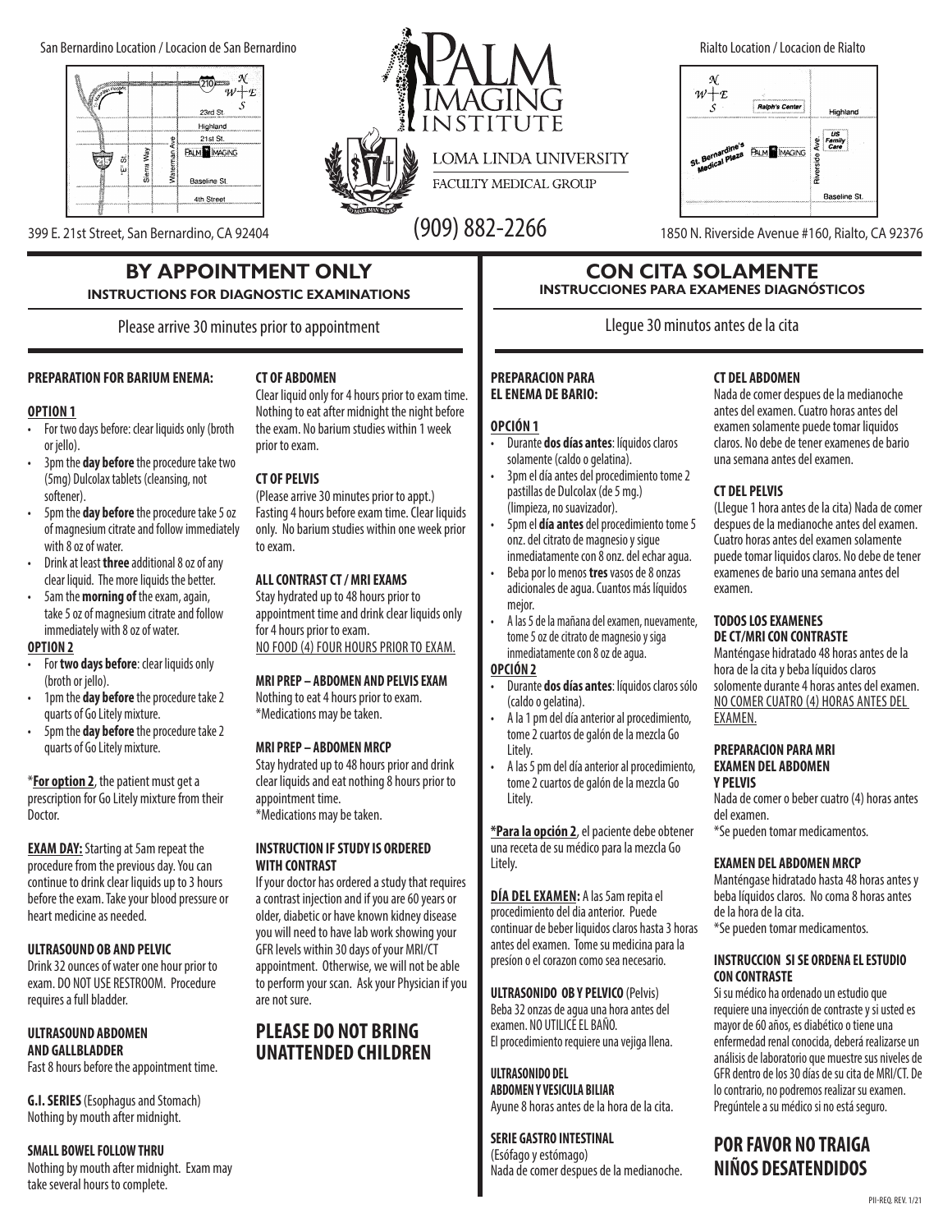San Bernardino Location / Locacion de San Bernardino

399 E. 21st Street, San Bernardino, CA 92404

PALM IMAGING INSTITUTE

LOMA LINDA UNIVERSITY FACULTY MEDICAL GROUP

(909) 882-2266

Rialto Location / Locacion de Rialto

1850 N. Riverside Avenue #160, Rialto, CA 92376

# BY APPOINTMENT ONLY

**INSTRUCTIONS FOR DIAGNOSTIC EXAMINATIONS**

Please arrive 30 minutes prior to appointment

### PREPARATION FOR BARIUM ENEMA:

**OPTION 1**

- For two days before: clear liquids only (broth or jello).
- 3pm the **day before** the procedure take two (5mg) Dulcolax tablets (cleansing, not softener).
- 5pm the **day before** the procedure take 5 oz of magnesium citrate and follow immediately with 8 oz of water.
- Drink at least **three** additional 8 oz of any clear liquid. The more liquids the better.
- 5am the **morning of** the exam, again, take 5 oz of magnesium citrate and follow immediately with 8 oz of water.

**OPTION 2**

- For **two days before**: clear liquids only (broth or jello).
- 1pm the **day before** the procedure take 2 quarts of Go Litely mixture.
- 5pm the **day before** the procedure take 2 quarts of Go Litely mixture.

*__For option 2__, the patient must get a prescription for Go Litely mixture from their Doctor.

**EXAM DAY:** Starting at 5am repeat the procedure from the previous day. You can continue to drink clear liquids up to 3 hours before the exam. Take your blood pressure or heart medicine as needed.

### ULTRASOUND OB AND PELVIC

Drink 32 ounces of water one hour prior to exam. DO NOT USE RESTROOM. Procedure requires a full bladder.

### ULTRASOUND ABDOMEN AND GALLBLADDER

Fast 8 hours before the appointment time.

### G.I. SERIES (Esophagus and Stomach)

Nothing by mouth after midnight.

### SMALL BOWEL FOLLOW THRU

Nothing by mouth after midnight. Exam may take several hours to complete.

### CT OF ABDOMEN

Clear liquid only for 4 hours prior to exam time. Nothing to eat after midnight the night before the exam. No barium studies within 1 week prior to exam.

### CT OF PELVIS

(Please arrive 30 minutes prior to appt.) Fasting 4 hours before exam time. Clear liquids only. No barium studies within one week prior to exam.

### ALL CONTRAST CT / MRI EXAMS

Stay hydrated up to 48 hours prior to appointment time and drink clear liquids only for 4 hours prior to exam.
NO FOOD (4) FOUR HOURS PRIOR TO EXAM.

### MRI PREP – ABDOMEN AND PELVIS EXAM

Nothing to eat 4 hours prior to exam.
*Medications may be taken.

### MRI PREP – ABDOMEN MRCP

Stay hydrated up to 48 hours prior and drink clear liquids and eat nothing 8 hours prior to appointment time.
*Medications may be taken.

### INSTRUCTION IF STUDY IS ORDERED WITH CONTRAST

If your doctor has ordered a study that requires a contrast injection and if you are 60 years or older, diabetic or have known kidney disease you will need to have lab work showing your GFR levels within 30 days of your MRI/CT appointment. Otherwise, we will not be able to perform your scan. Ask your Physician if you are not sure.

## PLEASE DO NOT BRING UNATTENDED CHILDREN

# CON CITA SOLAMENTE

**INSTRUCCIONES PARA EXAMENES DIAGNÓSTICOS**

Llegue 30 minutos antes de la cita

### PREPARACION PARA EL ENEMA DE BARIO:

**OPCIÓN 1**

- Durante **dos días antes**: líquidos claros solamente (caldo o gelatina).
- 3pm el día antes del procedimiento tome 2 pastillas de Dulcolax (de 5 mg.) (limpieza, no suavizador).
- 5pm el **día antes** del procedimiento tome 5 onz. del citrato de magnesio y sigue inmediatamente con 8 onz. del echar agua.
- Beba por lo menos **tres** vasos de 8 onzas adicionales de agua. Cuantos más líquidos mejor.
- A las 5 de la mañana del examen, nuevamente, tome 5 oz de citrato de magnesio y siga inmediatamente con 8 oz de agua.

**OPCIÓN 2**

- Durante **dos días antes**: líquidos claros sólo (caldo o gelatina).
- A la 1 pm del día anterior al procedimiento, tome 2 cuartos de galón de la mezcla Go Litely.
- A las 5 pm del día anterior al procedimiento, tome 2 cuartos de galón de la mezcla Go Litely.

__*Para la opción 2__, el paciente debe obtener una receta de su médico para la mezcla Go Litely.

**DÍA DEL EXAMEN:** A las 5am repita el procedimiento del dia anterior. Puede continuar de beber liquidos claros hasta 3 horas antes del examen. Tome su medicina para la presíon o el corazon como sea necesario.

### ULTRASONIDO OB Y PELVICO (Pelvis)

Beba 32 onzas de agua una hora antes del examen. NO UTILICE EL BAÑO.
El procedimiento requiere una vejiga llena.

### ULTRASONIDO DEL ABDOMEN Y VESICULA BILIAR

Ayune 8 horas antes de la hora de la cita.

### SERIE GASTRO INTESTINAL

(Esófago y estómago)
Nada de comer despues de la medianoche.

### CT DEL ABDOMEN

Nada de comer despues de la medianoche antes del examen. Cuatro horas antes del examen solamente puede tomar liquidos claros. No debe de tener examenes de bario una semana antes del examen.

### CT DEL PELVIS

(Llegue 1 hora antes de la cita) Nada de comer despues de la medianoche antes del examen. Cuatro horas antes del examen solamente puede tomar liquidos claros. No debe de tener examenes de bario una semana antes del examen.

### TODOS LOS EXAMENES DE CT/MRI CON CONTRASTE

Manténgase hidratado 48 horas antes de la hora de la cita y beba líquidos claros solamente durante 4 horas antes del examen.
NO COMER CUATRO (4) HORAS ANTES DEL EXAMEN.

### PREPARACION PARA MRI EXAMEN DEL ABDOMEN Y PELVIS

Nada de comer o beber cuatro (4) horas antes del examen.
*Se pueden tomar medicamentos.

### EXAMEN DEL ABDOMEN MRCP

Manténgase hidratado hasta 48 horas antes y beba líquidos claros. No coma 8 horas antes de la hora de la cita.
*Se pueden tomar medicamentos.

### INSTRUCCION SI SE ORDENA EL ESTUDIO CON CONTRASTE

Si su médico ha ordenado un estudio que requiere una inyección de contraste y si usted es mayor de 60 años, es diabético o tiene una enfermedad renal conocida, deberá realizarse un análisis de laboratorio que muestre sus niveles de GFR dentro de los 30 días de su cita de MRI/CT. De lo contrario, no podremos realizar su examen. Pregúntele a su médico si no está seguro.

## POR FAVOR NO TRAIGA NIÑOS DESATENDIDOS

PII-REQ. REV. 1/21